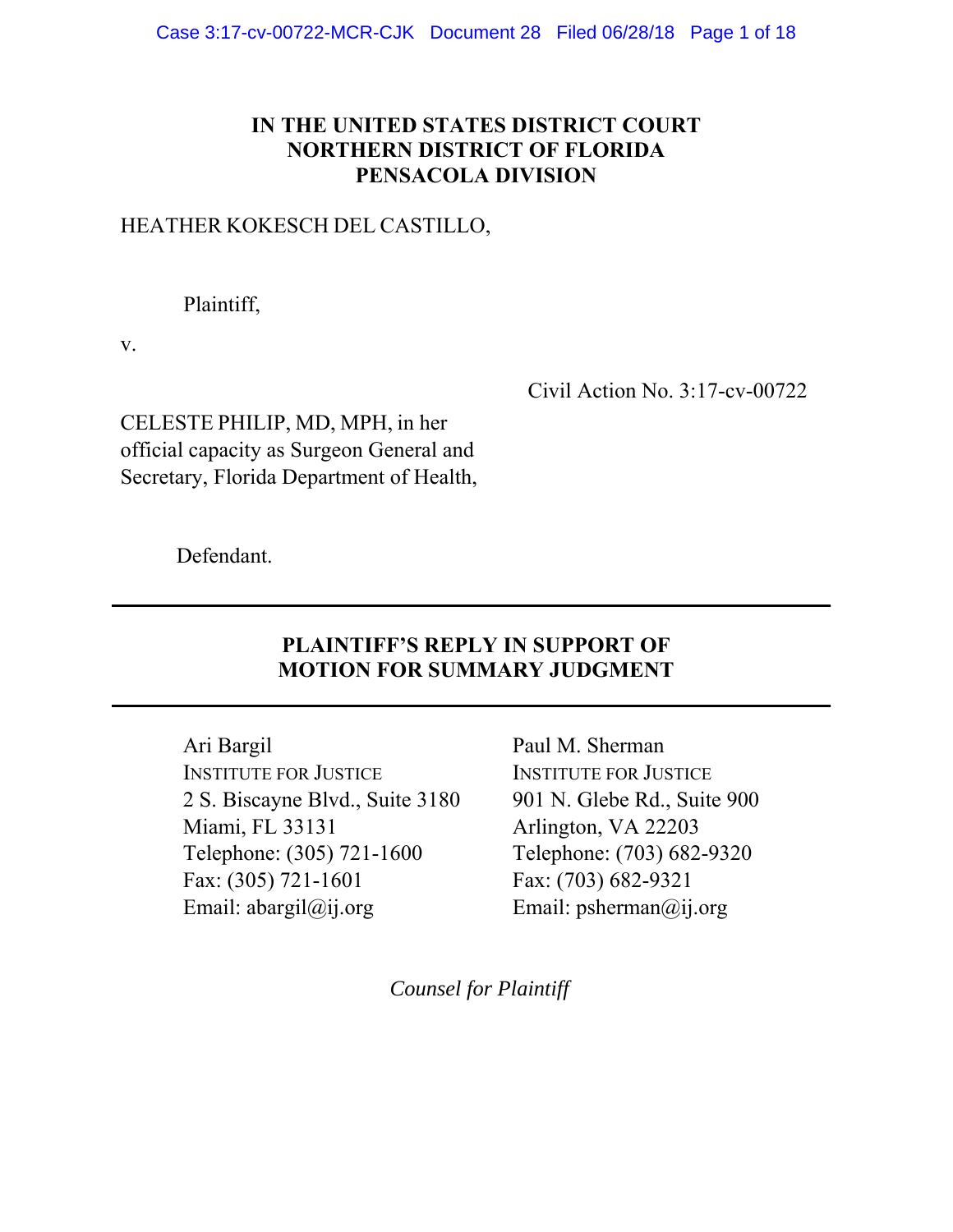**IN THE UNITED STATES DISTRICT COURT**
**NORTHERN DISTRICT OF FLORIDA**
**PENSACOLA DIVISION**

HEATHER KOKESCH DEL CASTILLO,

Plaintiff,

v.

Civil Action No. 3:17-cv-00722

CELESTE PHILIP, MD, MPH, in her official capacity as Surgeon General and Secretary, Florida Department of Health,

Defendant.

---

**PLAINTIFF'S REPLY IN SUPPORT OF MOTION FOR SUMMARY JUDGMENT**

---

Ari Bargil
INSTITUTE FOR JUSTICE
2 S. Biscayne Blvd., Suite 3180
Miami, FL 33131
Telephone: (305) 721-1600
Fax: (305) 721-1601
Email: abargil@ij.org

Paul M. Sherman
INSTITUTE FOR JUSTICE
901 N. Glebe Rd., Suite 900
Arlington, VA 22203
Telephone: (703) 682-9320
Fax: (703) 682-9321
Email: psherman@ij.org

*Counsel for Plaintiff*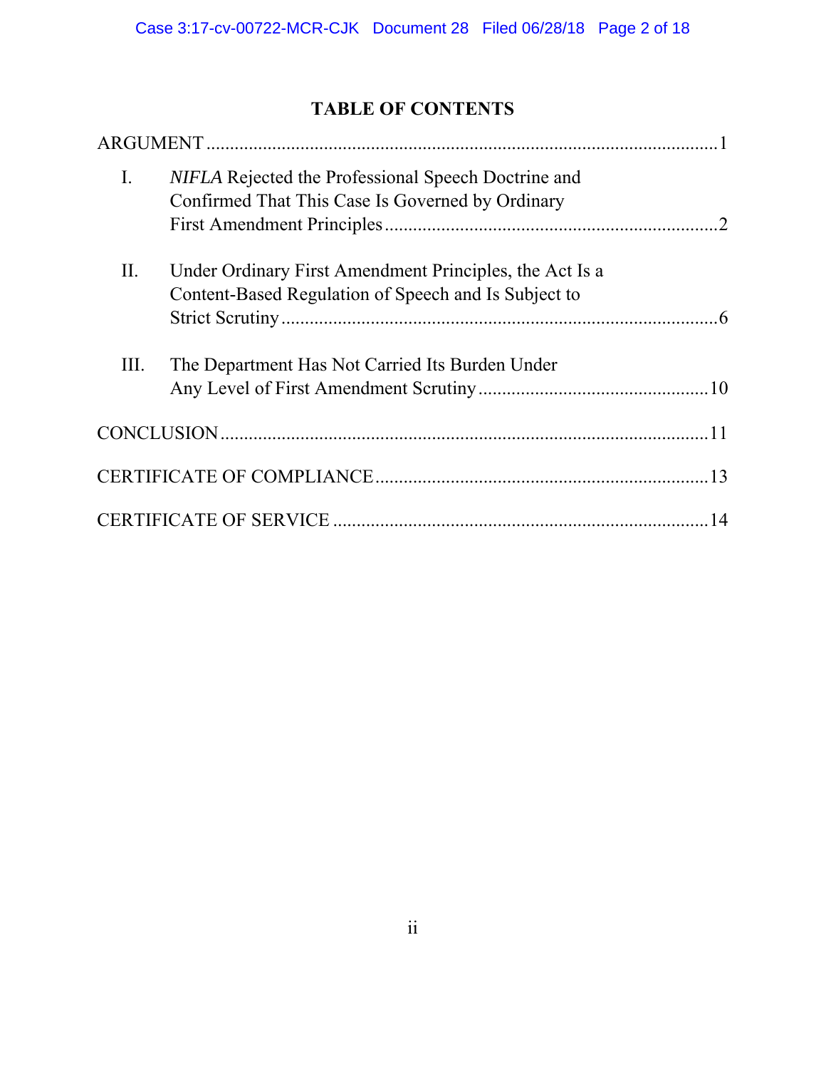# TABLE OF CONTENTS

ARGUMENT ........................................................................................................ 1

I. *NIFLA* Rejected the Professional Speech Doctrine and Confirmed That This Case Is Governed by Ordinary First Amendment Principles ........................................................................ 2

II. Under Ordinary First Amendment Principles, the Act Is a Content-Based Regulation of Speech and Is Subject to Strict Scrutiny ........................................................................................ 6

III. The Department Has Not Carried Its Burden Under Any Level of First Amendment Scrutiny ............................................... 10

CONCLUSION ................................................................................................... 11

CERTIFICATE OF COMPLIANCE ................................................................... 13

CERTIFICATE OF SERVICE ............................................................................ 14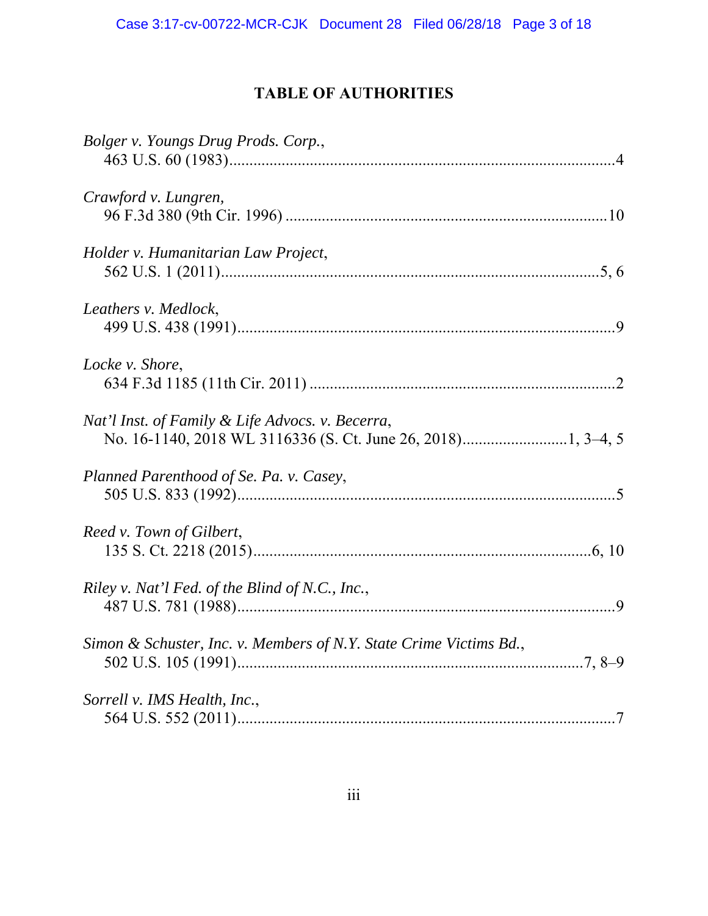# TABLE OF AUTHORITIES

*Bolger v. Youngs Drug Prods. Corp.*,
463 U.S. 60 (1983)........................................................................................4

*Crawford v. Lungren,*
96 F.3d 380 (9th Cir. 1996) ..........................................................................10

*Holder v. Humanitarian Law Project*,
562 U.S. 1 (2011)........................................................................................5, 6

*Leathers v. Medlock*,
499 U.S. 438 (1991)......................................................................................9

*Locke v. Shore*,
634 F.3d 1185 (11th Cir. 2011) ....................................................................2

*Nat'l Inst. of Family & Life Advocs. v. Becerra*,
No. 16-1140, 2018 WL 3116336 (S. Ct. June 26, 2018).........................1, 3–4, 5

*Planned Parenthood of Se. Pa. v. Casey*,
505 U.S. 833 (1992)......................................................................................5

*Reed v. Town of Gilbert*,
135 S. Ct. 2218 (2015)..............................................................................6, 10

*Riley v. Nat'l Fed. of the Blind of N.C., Inc.*,
487 U.S. 781 (1988)......................................................................................9

*Simon & Schuster, Inc. v. Members of N.Y. State Crime Victims Bd.*,
502 U.S. 105 (1991)...............................................................................7, 8–9

*Sorrell v. IMS Health, Inc.*,
564 U.S. 552 (2011)......................................................................................7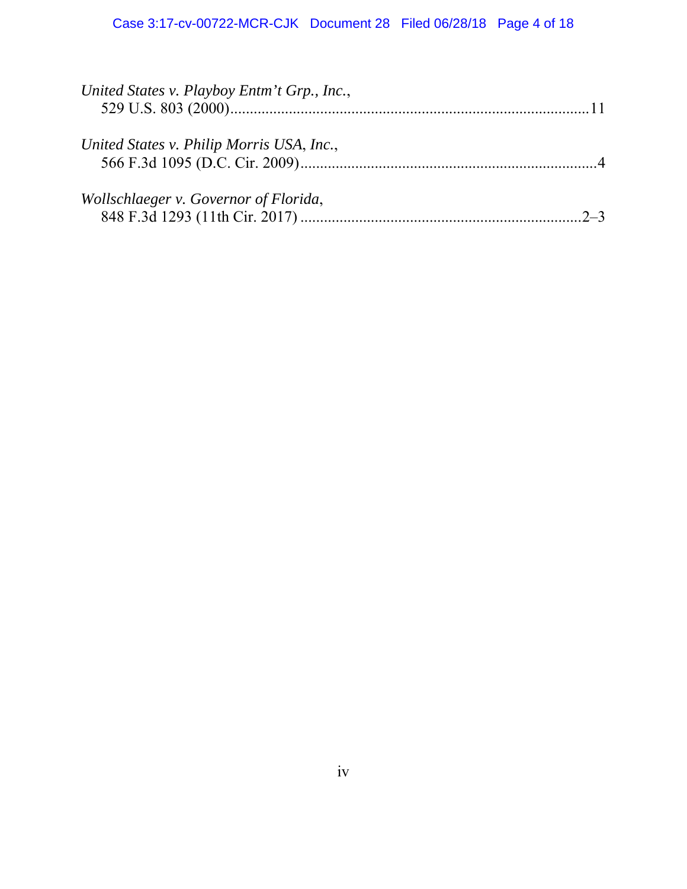*United States v. Playboy Entm't Grp., Inc.*,
529 U.S. 803 (2000)............................................................................................11

*United States v. Philip Morris USA, Inc.*,
566 F.3d 1095 (D.C. Cir. 2009).............................................................................4

*Wollschlaeger v. Governor of Florida*,
848 F.3d 1293 (11th Cir. 2017) .........................................................................2–3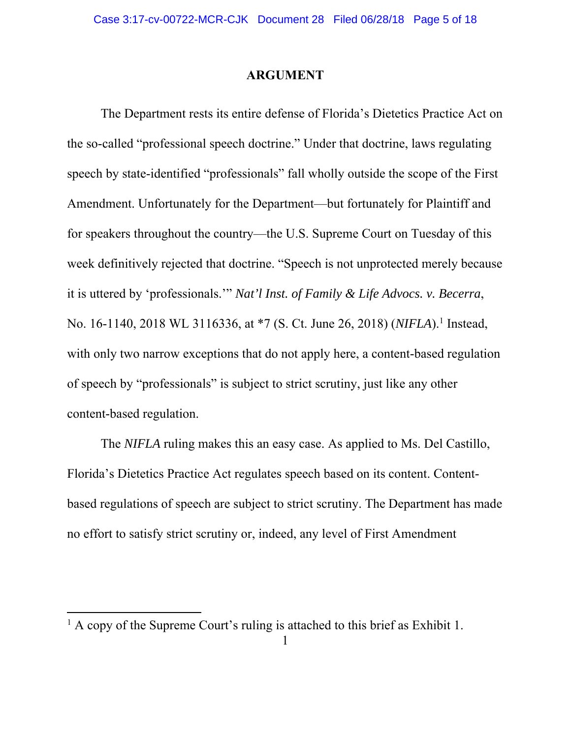## ARGUMENT

The Department rests its entire defense of Florida's Dietetics Practice Act on the so-called "professional speech doctrine." Under that doctrine, laws regulating speech by state-identified "professionals" fall wholly outside the scope of the First Amendment. Unfortunately for the Department—but fortunately for Plaintiff and for speakers throughout the country—the U.S. Supreme Court on Tuesday of this week definitively rejected that doctrine. "Speech is not unprotected merely because it is uttered by 'professionals.'" *Nat'l Inst. of Family & Life Advocs. v. Becerra*, No. 16-1140, 2018 WL 3116336, at *7 (S. Ct. June 26, 2018) (*NIFLA*).[1] Instead, with only two narrow exceptions that do not apply here, a content-based regulation of speech by "professionals" is subject to strict scrutiny, just like any other content-based regulation.

The *NIFLA* ruling makes this an easy case. As applied to Ms. Del Castillo, Florida's Dietetics Practice Act regulates speech based on its content. Content-based regulations of speech are subject to strict scrutiny. The Department has made no effort to satisfy strict scrutiny or, indeed, any level of First Amendment

[1] A copy of the Supreme Court's ruling is attached to this brief as Exhibit 1.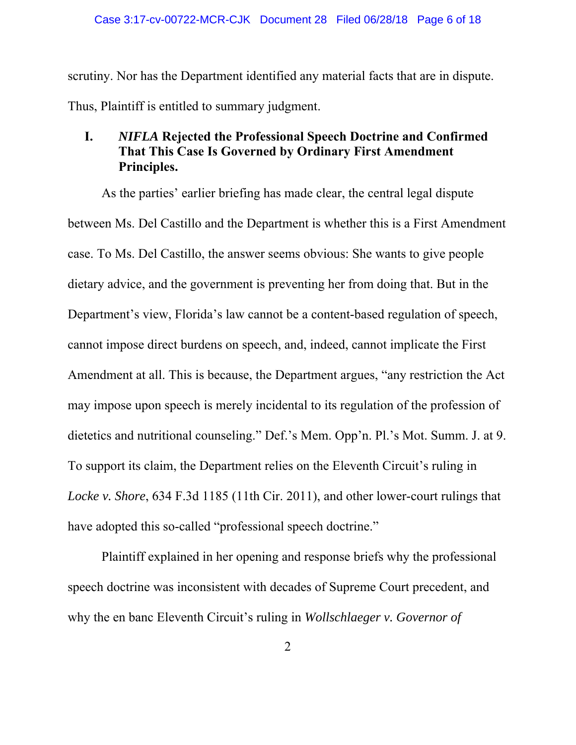scrutiny. Nor has the Department identified any material facts that are in dispute. Thus, Plaintiff is entitled to summary judgment.

## I. *NIFLA* Rejected the Professional Speech Doctrine and Confirmed That This Case Is Governed by Ordinary First Amendment Principles.

As the parties' earlier briefing has made clear, the central legal dispute between Ms. Del Castillo and the Department is whether this is a First Amendment case. To Ms. Del Castillo, the answer seems obvious: She wants to give people dietary advice, and the government is preventing her from doing that. But in the Department's view, Florida's law cannot be a content-based regulation of speech, cannot impose direct burdens on speech, and, indeed, cannot implicate the First Amendment at all. This is because, the Department argues, "any restriction the Act may impose upon speech is merely incidental to its regulation of the profession of dietetics and nutritional counseling." Def.'s Mem. Opp'n. Pl.'s Mot. Summ. J. at 9. To support its claim, the Department relies on the Eleventh Circuit's ruling in *Locke v. Shore*, 634 F.3d 1185 (11th Cir. 2011), and other lower-court rulings that have adopted this so-called "professional speech doctrine."

Plaintiff explained in her opening and response briefs why the professional speech doctrine was inconsistent with decades of Supreme Court precedent, and why the en banc Eleventh Circuit's ruling in *Wollschlaeger v. Governor of*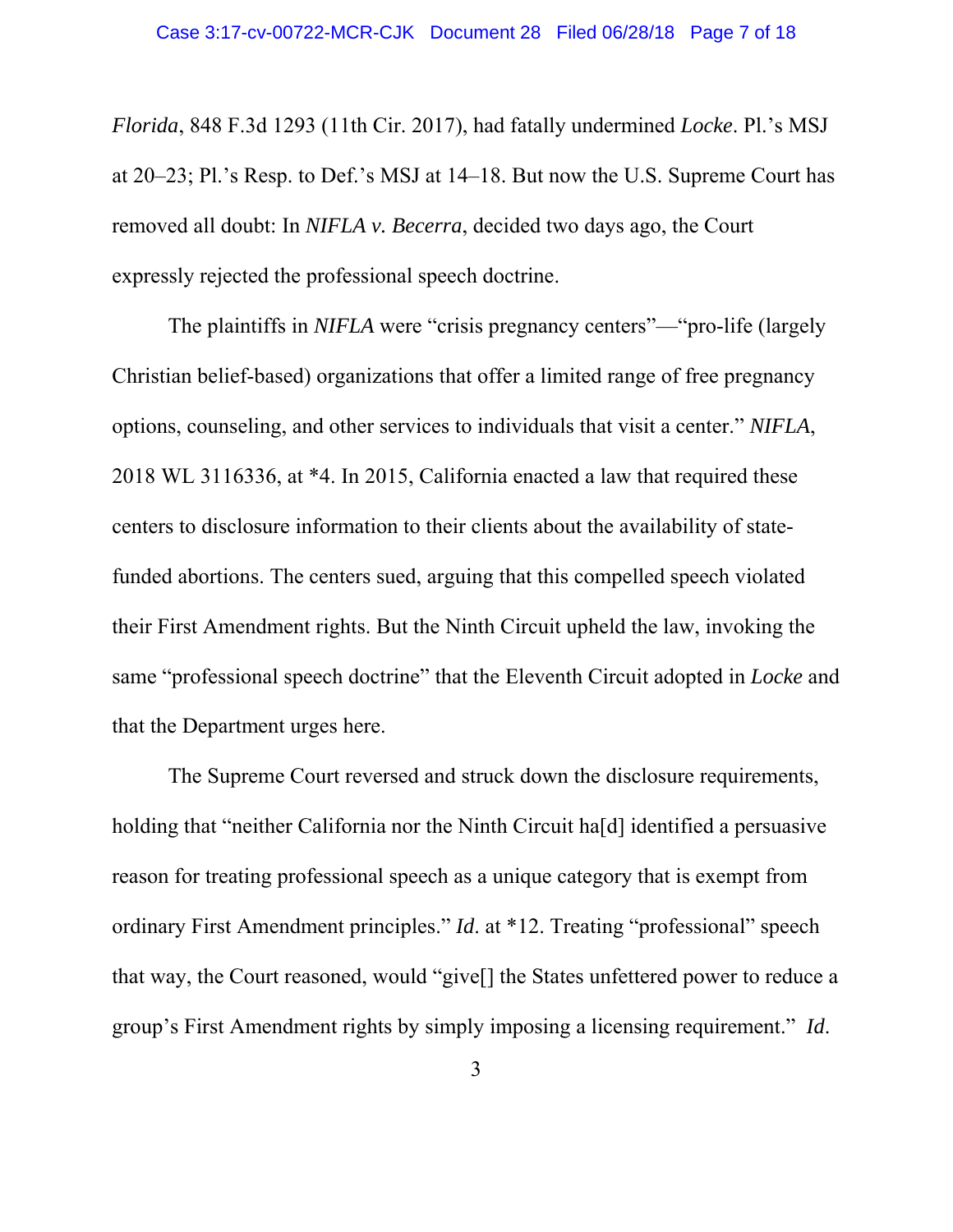*Florida*, 848 F.3d 1293 (11th Cir. 2017), had fatally undermined *Locke*. Pl.'s MSJ at 20–23; Pl.'s Resp. to Def.'s MSJ at 14–18. But now the U.S. Supreme Court has removed all doubt: In *NIFLA v. Becerra*, decided two days ago, the Court expressly rejected the professional speech doctrine.

The plaintiffs in *NIFLA* were "crisis pregnancy centers"—"pro-life (largely Christian belief-based) organizations that offer a limited range of free pregnancy options, counseling, and other services to individuals that visit a center." *NIFLA*, 2018 WL 3116336, at *4. In 2015, California enacted a law that required these centers to disclosure information to their clients about the availability of state-funded abortions. The centers sued, arguing that this compelled speech violated their First Amendment rights. But the Ninth Circuit upheld the law, invoking the same "professional speech doctrine" that the Eleventh Circuit adopted in *Locke* and that the Department urges here.

The Supreme Court reversed and struck down the disclosure requirements, holding that "neither California nor the Ninth Circuit ha[d] identified a persuasive reason for treating professional speech as a unique category that is exempt from ordinary First Amendment principles." *Id*. at *12. Treating "professional" speech that way, the Court reasoned, would "give[] the States unfettered power to reduce a group's First Amendment rights by simply imposing a licensing requirement." *Id*.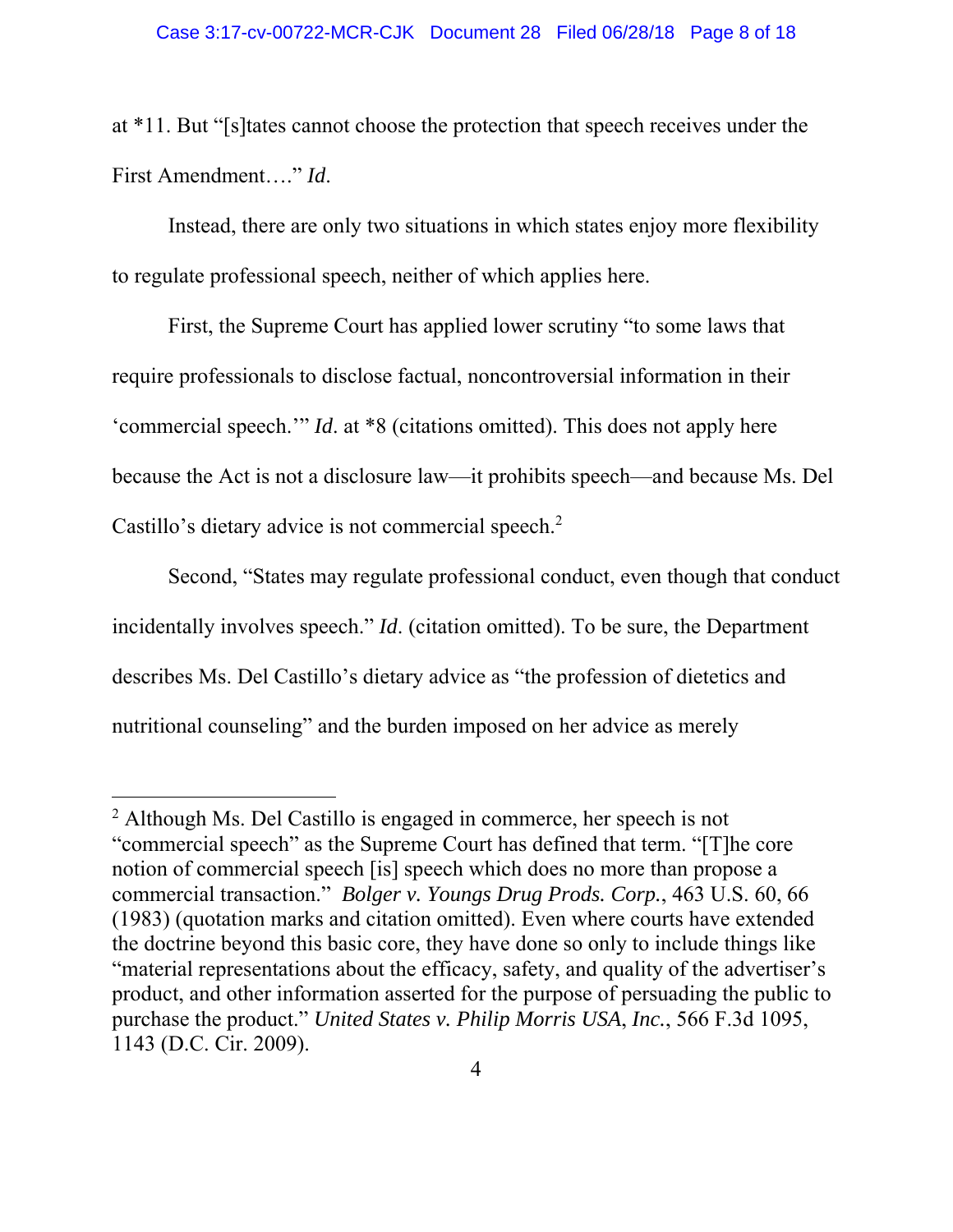at *11. But "[s]tates cannot choose the protection that speech receives under the First Amendment…." *Id*.

Instead, there are only two situations in which states enjoy more flexibility to regulate professional speech, neither of which applies here.

First, the Supreme Court has applied lower scrutiny "to some laws that require professionals to disclose factual, noncontroversial information in their 'commercial speech.'" *Id*. at *8 (citations omitted). This does not apply here because the Act is not a disclosure law—it prohibits speech—and because Ms. Del Castillo's dietary advice is not commercial speech.[2]

Second, "States may regulate professional conduct, even though that conduct incidentally involves speech." *Id*. (citation omitted). To be sure, the Department describes Ms. Del Castillo's dietary advice as "the profession of dietetics and nutritional counseling" and the burden imposed on her advice as merely

---

[2] Although Ms. Del Castillo is engaged in commerce, her speech is not "commercial speech" as the Supreme Court has defined that term. "[T]he core notion of commercial speech [is] speech which does no more than propose a commercial transaction." *Bolger v. Youngs Drug Prods. Corp.*, 463 U.S. 60, 66 (1983) (quotation marks and citation omitted). Even where courts have extended the doctrine beyond this basic core, they have done so only to include things like "material representations about the efficacy, safety, and quality of the advertiser's product, and other information asserted for the purpose of persuading the public to purchase the product." *United States v. Philip Morris USA*, *Inc.*, 566 F.3d 1095, 1143 (D.C. Cir. 2009).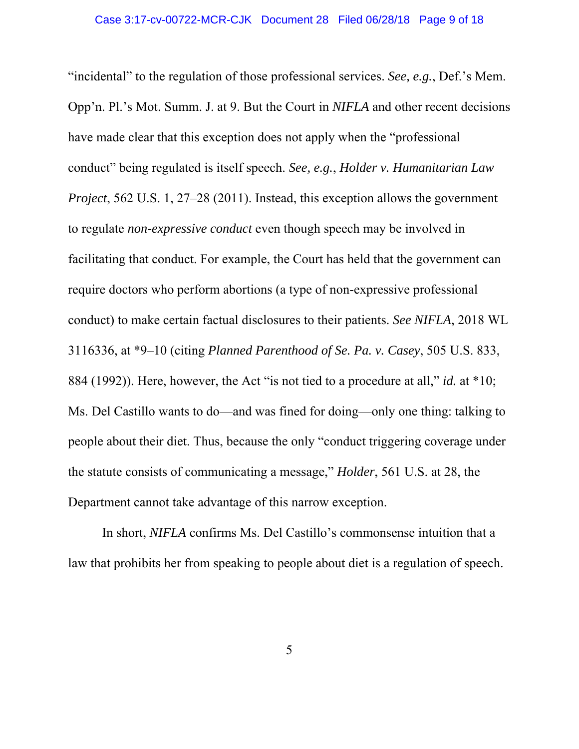"incidental" to the regulation of those professional services. *See, e.g.*, Def.'s Mem. Opp'n. Pl.'s Mot. Summ. J. at 9. But the Court in *NIFLA* and other recent decisions have made clear that this exception does not apply when the "professional conduct" being regulated is itself speech. *See, e.g.*, *Holder v. Humanitarian Law Project*, 562 U.S. 1, 27–28 (2011). Instead, this exception allows the government to regulate *non-expressive conduct* even though speech may be involved in facilitating that conduct. For example, the Court has held that the government can require doctors who perform abortions (a type of non-expressive professional conduct) to make certain factual disclosures to their patients. *See NIFLA*, 2018 WL 3116336, at *9–10 (citing *Planned Parenthood of Se. Pa. v. Casey*, 505 U.S. 833, 884 (1992)). Here, however, the Act "is not tied to a procedure at all," *id.* at *10; Ms. Del Castillo wants to do—and was fined for doing—only one thing: talking to people about their diet. Thus, because the only "conduct triggering coverage under the statute consists of communicating a message," *Holder*, 561 U.S. at 28, the Department cannot take advantage of this narrow exception.

In short, *NIFLA* confirms Ms. Del Castillo's commonsense intuition that a law that prohibits her from speaking to people about diet is a regulation of speech.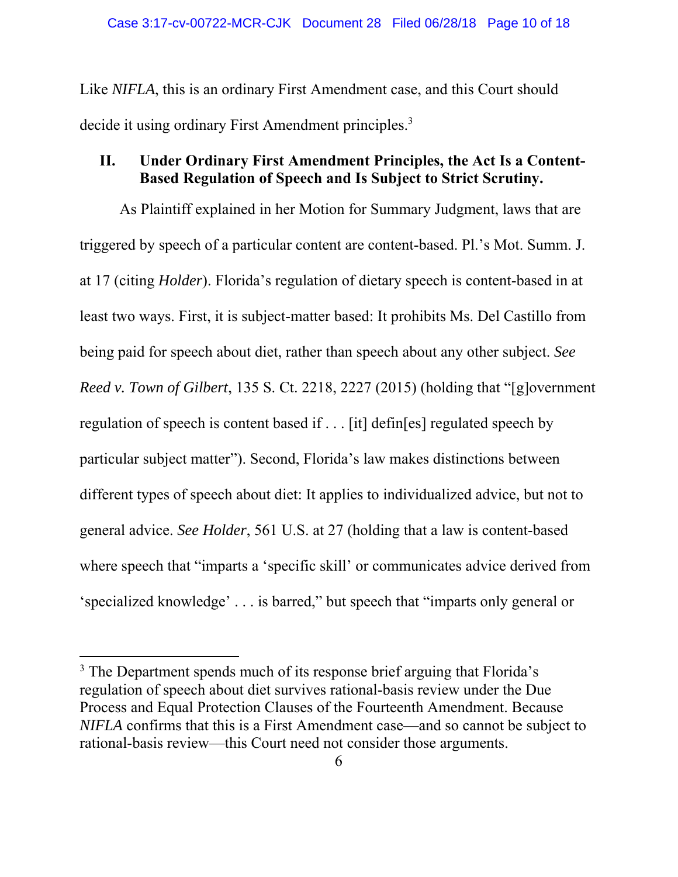Like *NIFLA*, this is an ordinary First Amendment case, and this Court should decide it using ordinary First Amendment principles.[3]

## II. Under Ordinary First Amendment Principles, the Act Is a Content-Based Regulation of Speech and Is Subject to Strict Scrutiny.

As Plaintiff explained in her Motion for Summary Judgment, laws that are triggered by speech of a particular content are content-based. Pl.'s Mot. Summ. J. at 17 (citing *Holder*). Florida's regulation of dietary speech is content-based in at least two ways. First, it is subject-matter based: It prohibits Ms. Del Castillo from being paid for speech about diet, rather than speech about any other subject. *See Reed v. Town of Gilbert*, 135 S. Ct. 2218, 2227 (2015) (holding that "[g]overnment regulation of speech is content based if . . . [it] defin[es] regulated speech by particular subject matter"). Second, Florida's law makes distinctions between different types of speech about diet: It applies to individualized advice, but not to general advice. *See Holder*, 561 U.S. at 27 (holding that a law is content-based where speech that "imparts a 'specific skill' or communicates advice derived from 'specialized knowledge' . . . is barred," but speech that "imparts only general or

---

[3] The Department spends much of its response brief arguing that Florida's regulation of speech about diet survives rational-basis review under the Due Process and Equal Protection Clauses of the Fourteenth Amendment. Because *NIFLA* confirms that this is a First Amendment case—and so cannot be subject to rational-basis review—this Court need not consider those arguments.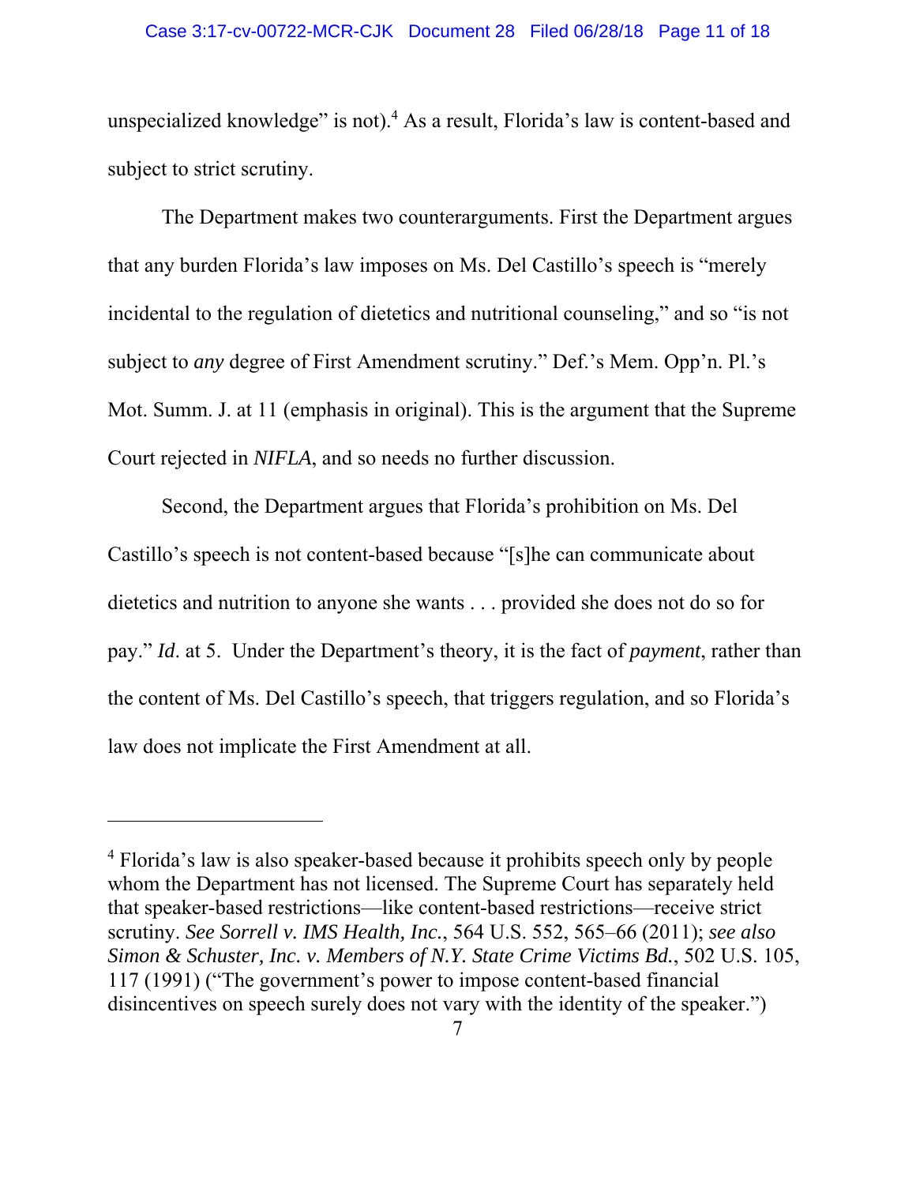unspecialized knowledge" is not).[4] As a result, Florida's law is content-based and subject to strict scrutiny.

The Department makes two counterarguments. First the Department argues that any burden Florida's law imposes on Ms. Del Castillo's speech is "merely incidental to the regulation of dietetics and nutritional counseling," and so "is not subject to *any* degree of First Amendment scrutiny." Def.'s Mem. Opp'n. Pl.'s Mot. Summ. J. at 11 (emphasis in original). This is the argument that the Supreme Court rejected in *NIFLA*, and so needs no further discussion.

Second, the Department argues that Florida's prohibition on Ms. Del Castillo's speech is not content-based because "[s]he can communicate about dietetics and nutrition to anyone she wants . . . provided she does not do so for pay." *Id*. at 5. Under the Department's theory, it is the fact of *payment*, rather than the content of Ms. Del Castillo's speech, that triggers regulation, and so Florida's law does not implicate the First Amendment at all.

---

[4] Florida's law is also speaker-based because it prohibits speech only by people whom the Department has not licensed. The Supreme Court has separately held that speaker-based restrictions—like content-based restrictions—receive strict scrutiny. *See Sorrell v. IMS Health, Inc.*, 564 U.S. 552, 565–66 (2011); *see also Simon & Schuster, Inc. v. Members of N.Y. State Crime Victims Bd.*, 502 U.S. 105, 117 (1991) ("The government's power to impose content-based financial disincentives on speech surely does not vary with the identity of the speaker.")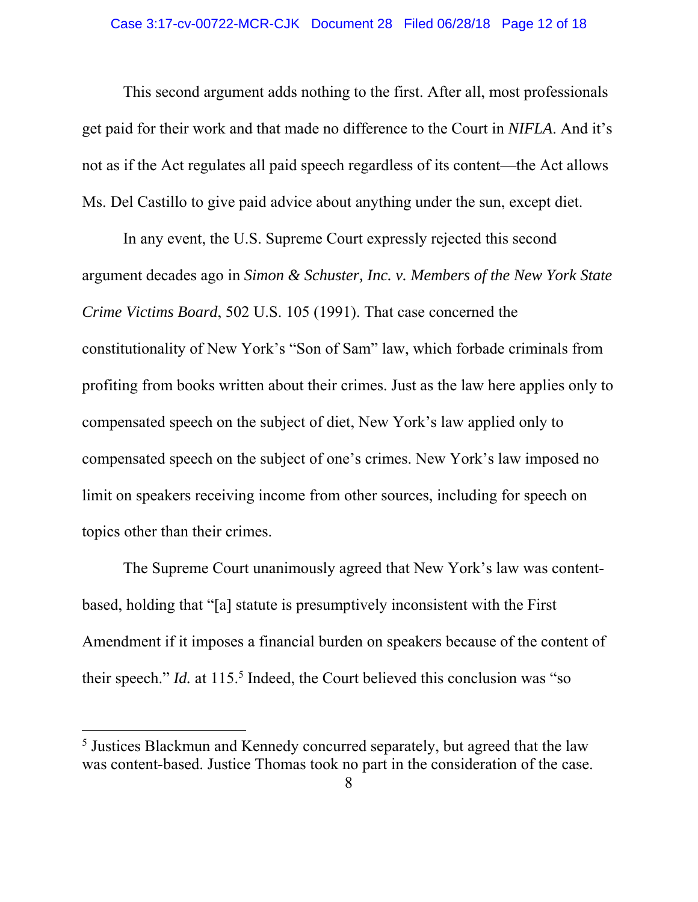This second argument adds nothing to the first. After all, most professionals get paid for their work and that made no difference to the Court in *NIFLA*. And it's not as if the Act regulates all paid speech regardless of its content—the Act allows Ms. Del Castillo to give paid advice about anything under the sun, except diet.

In any event, the U.S. Supreme Court expressly rejected this second argument decades ago in *Simon & Schuster, Inc. v. Members of the New York State Crime Victims Board*, 502 U.S. 105 (1991). That case concerned the constitutionality of New York's "Son of Sam" law, which forbade criminals from profiting from books written about their crimes. Just as the law here applies only to compensated speech on the subject of diet, New York's law applied only to compensated speech on the subject of one's crimes. New York's law imposed no limit on speakers receiving income from other sources, including for speech on topics other than their crimes.

The Supreme Court unanimously agreed that New York's law was content-based, holding that "[a] statute is presumptively inconsistent with the First Amendment if it imposes a financial burden on speakers because of the content of their speech." *Id.* at 115.[5] Indeed, the Court believed this conclusion was "so

---

[5] Justices Blackmun and Kennedy concurred separately, but agreed that the law was content-based. Justice Thomas took no part in the consideration of the case.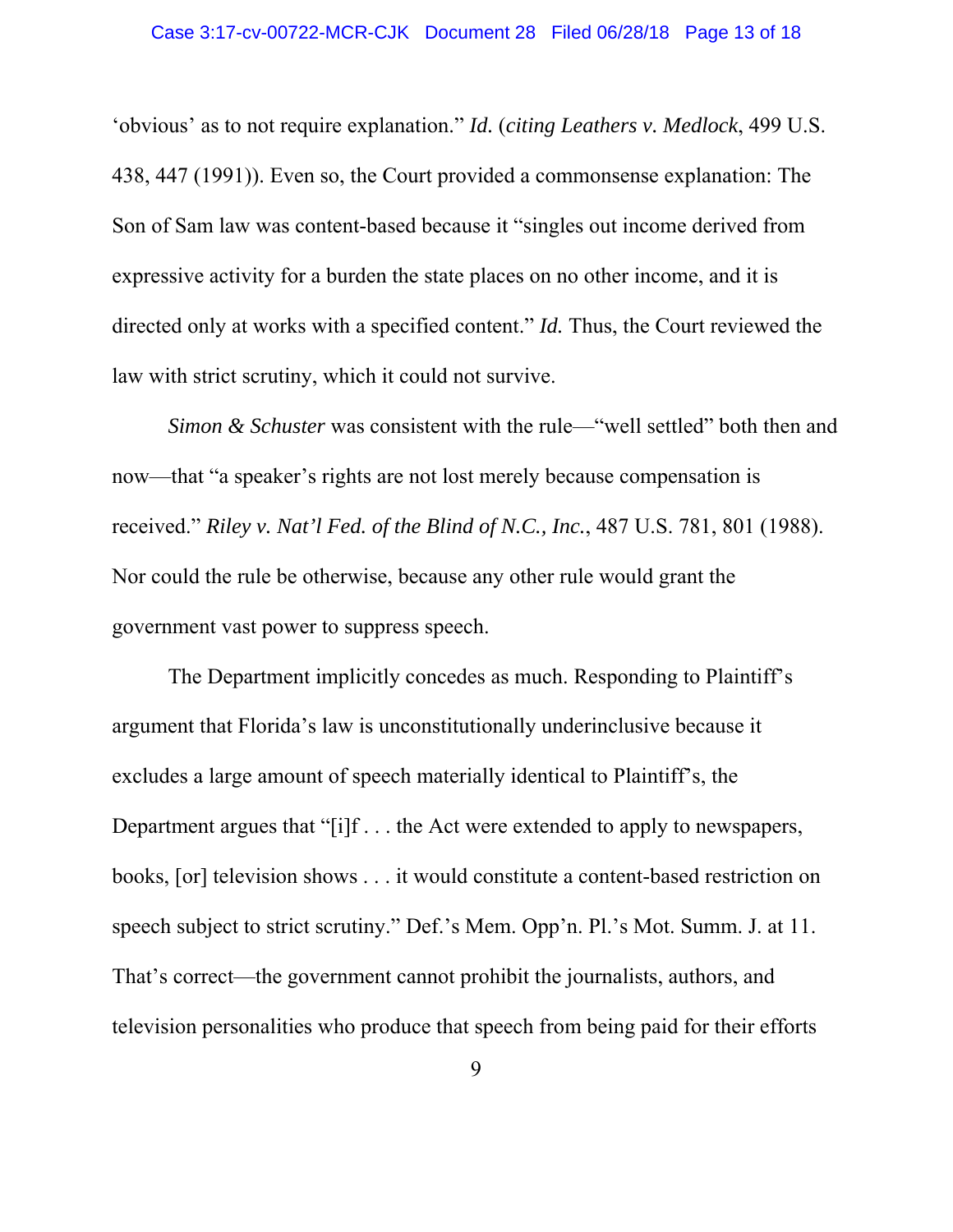'obvious' as to not require explanation." *Id.* (*citing Leathers v. Medlock*, 499 U.S. 438, 447 (1991)). Even so, the Court provided a commonsense explanation: The Son of Sam law was content-based because it "singles out income derived from expressive activity for a burden the state places on no other income, and it is directed only at works with a specified content." *Id.* Thus, the Court reviewed the law with strict scrutiny, which it could not survive.

*Simon & Schuster* was consistent with the rule—"well settled" both then and now—that "a speaker's rights are not lost merely because compensation is received." *Riley v. Nat'l Fed. of the Blind of N.C., Inc.*, 487 U.S. 781, 801 (1988). Nor could the rule be otherwise, because any other rule would grant the government vast power to suppress speech.

The Department implicitly concedes as much. Responding to Plaintiff's argument that Florida's law is unconstitutionally underinclusive because it excludes a large amount of speech materially identical to Plaintiff's, the Department argues that "[i]f . . . the Act were extended to apply to newspapers, books, [or] television shows . . . it would constitute a content-based restriction on speech subject to strict scrutiny." Def.'s Mem. Opp'n. Pl.'s Mot. Summ. J. at 11. That's correct—the government cannot prohibit the journalists, authors, and television personalities who produce that speech from being paid for their efforts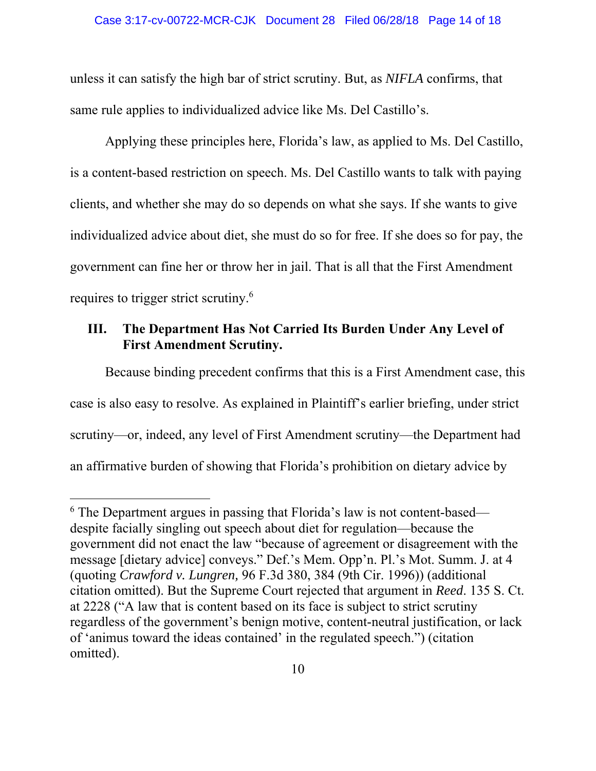unless it can satisfy the high bar of strict scrutiny. But, as *NIFLA* confirms, that same rule applies to individualized advice like Ms. Del Castillo's.

Applying these principles here, Florida's law, as applied to Ms. Del Castillo, is a content-based restriction on speech. Ms. Del Castillo wants to talk with paying clients, and whether she may do so depends on what she says. If she wants to give individualized advice about diet, she must do so for free. If she does so for pay, the government can fine her or throw her in jail. That is all that the First Amendment requires to trigger strict scrutiny.[6]

## III. The Department Has Not Carried Its Burden Under Any Level of First Amendment Scrutiny.

Because binding precedent confirms that this is a First Amendment case, this case is also easy to resolve. As explained in Plaintiff's earlier briefing, under strict scrutiny—or, indeed, any level of First Amendment scrutiny—the Department had an affirmative burden of showing that Florida's prohibition on dietary advice by

---

[6] The Department argues in passing that Florida's law is not content-based—despite facially singling out speech about diet for regulation—because the government did not enact the law "because of agreement or disagreement with the message [dietary advice] conveys." Def.'s Mem. Opp'n. Pl.'s Mot. Summ. J. at 4 (quoting *Crawford v. Lungren,* 96 F.3d 380, 384 (9th Cir. 1996)) (additional citation omitted). But the Supreme Court rejected that argument in *Reed*. 135 S. Ct. at 2228 ("A law that is content based on its face is subject to strict scrutiny regardless of the government's benign motive, content-neutral justification, or lack of 'animus toward the ideas contained' in the regulated speech.") (citation omitted).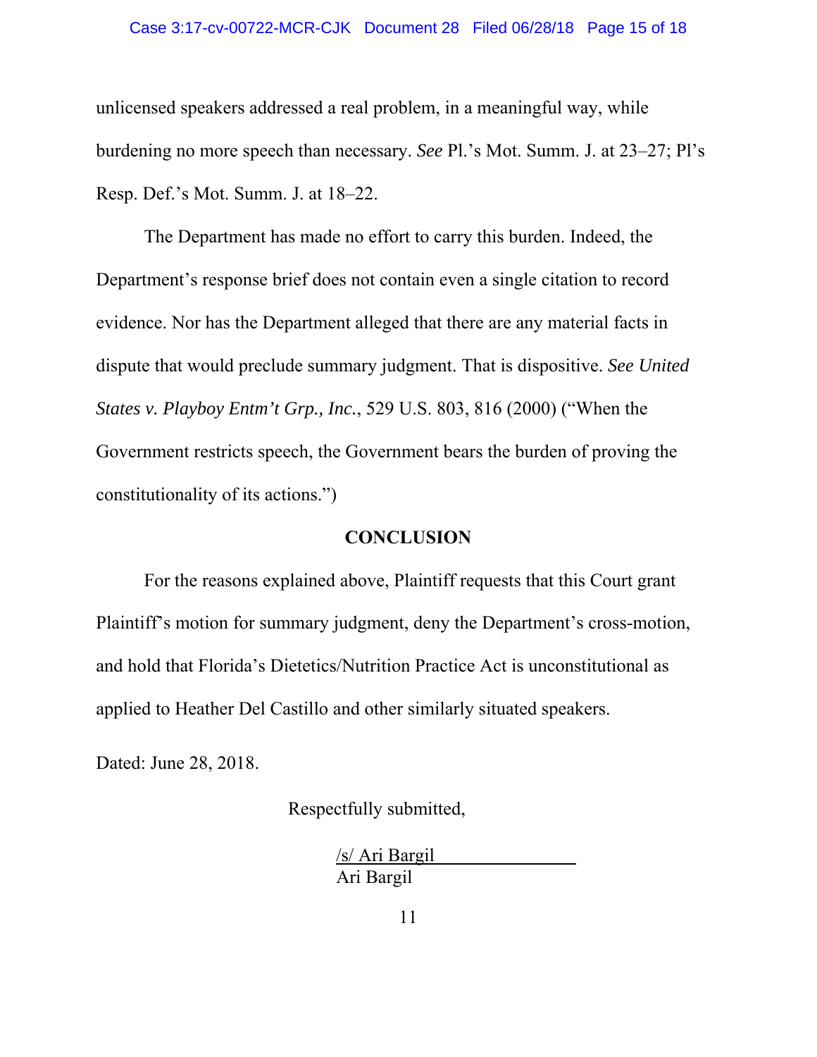unlicensed speakers addressed a real problem, in a meaningful way, while burdening no more speech than necessary. *See* Pl.'s Mot. Summ. J. at 23–27; Pl's Resp. Def.'s Mot. Summ. J. at 18–22.

The Department has made no effort to carry this burden. Indeed, the Department's response brief does not contain even a single citation to record evidence. Nor has the Department alleged that there are any material facts in dispute that would preclude summary judgment. That is dispositive. *See United States v. Playboy Entm't Grp., Inc.*, 529 U.S. 803, 816 (2000) ("When the Government restricts speech, the Government bears the burden of proving the constitutionality of its actions.")

## CONCLUSION

For the reasons explained above, Plaintiff requests that this Court grant Plaintiff's motion for summary judgment, deny the Department's cross-motion, and hold that Florida's Dietetics/Nutrition Practice Act is unconstitutional as applied to Heather Del Castillo and other similarly situated speakers.

Dated: June 28, 2018.

Respectfully submitted,

/s/ Ari Bargil
Ari Bargil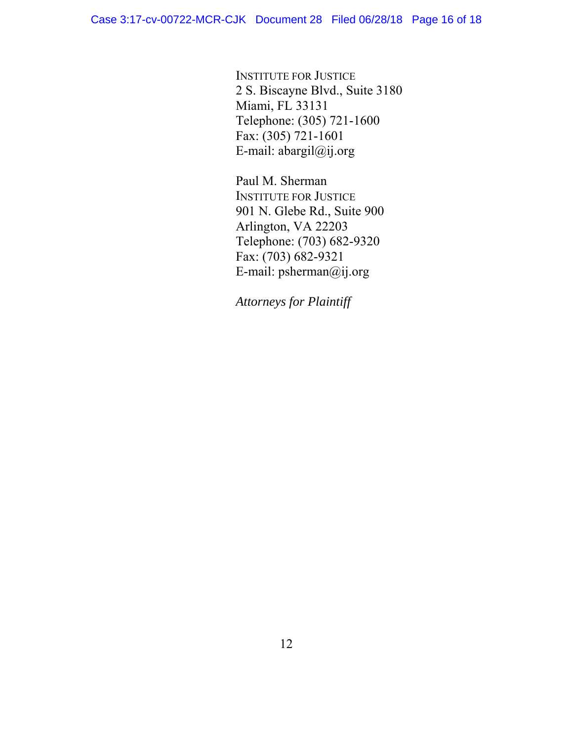INSTITUTE FOR JUSTICE
2 S. Biscayne Blvd., Suite 3180
Miami, FL 33131
Telephone: (305) 721-1600
Fax: (305) 721-1601
E-mail: abargil@ij.org

Paul M. Sherman
INSTITUTE FOR JUSTICE
901 N. Glebe Rd., Suite 900
Arlington, VA 22203
Telephone: (703) 682-9320
Fax: (703) 682-9321
E-mail: psherman@ij.org

*Attorneys for Plaintiff*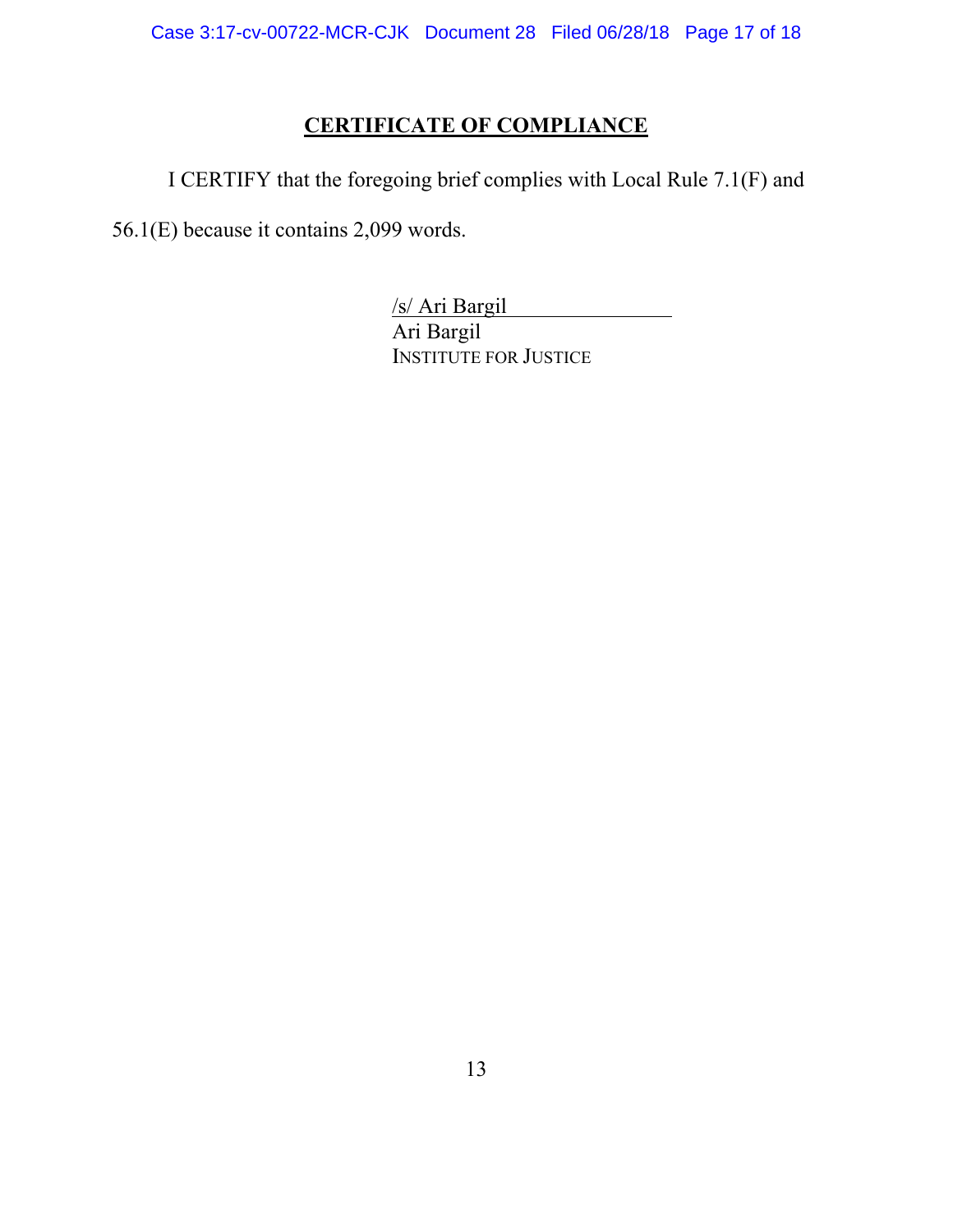## CERTIFICATE OF COMPLIANCE

I CERTIFY that the foregoing brief complies with Local Rule 7.1(F) and 56.1(E) because it contains 2,099 words.

/s/ Ari Bargil
Ari Bargil
INSTITUTE FOR JUSTICE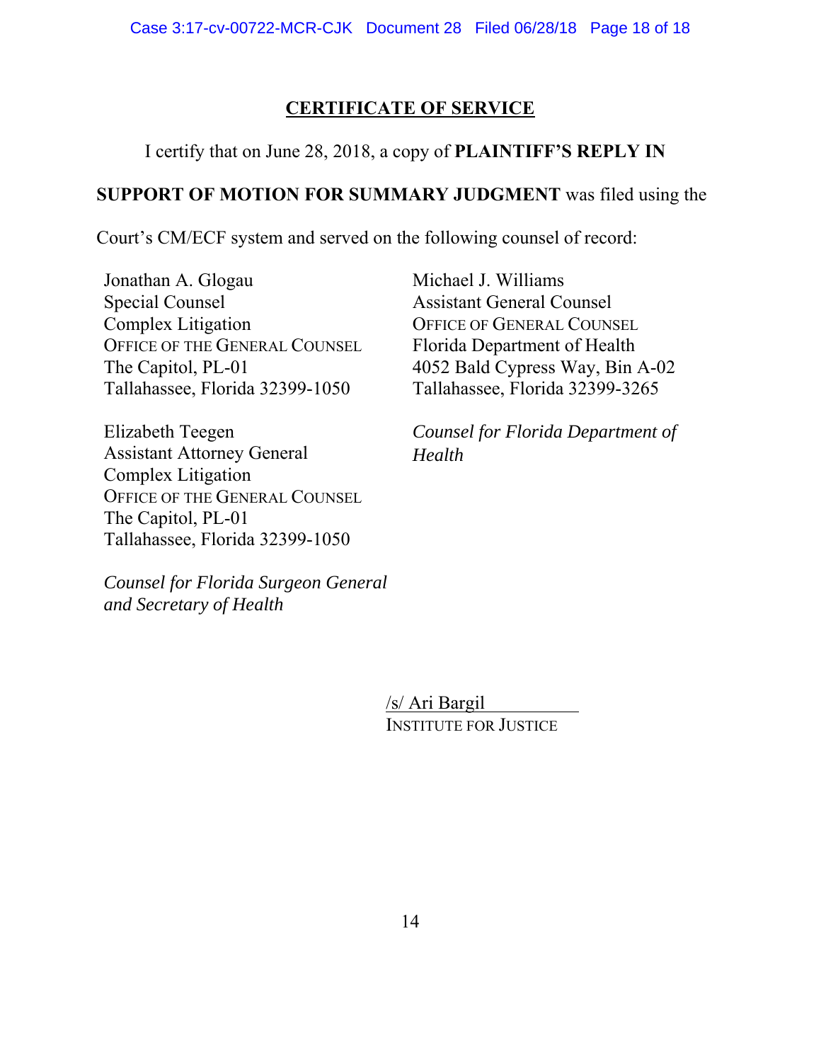## CERTIFICATE OF SERVICE

I certify that on June 28, 2018, a copy of **PLAINTIFF'S REPLY IN SUPPORT OF MOTION FOR SUMMARY JUDGMENT** was filed using the Court's CM/ECF system and served on the following counsel of record:

Jonathan A. Glogau
Special Counsel
Complex Litigation
OFFICE OF THE GENERAL COUNSEL
The Capitol, PL-01
Tallahassee, Florida 32399-1050

Elizabeth Teegen
Assistant Attorney General
Complex Litigation
OFFICE OF THE GENERAL COUNSEL
The Capitol, PL-01
Tallahassee, Florida 32399-1050

*Counsel for Florida Surgeon General and Secretary of Health*

Michael J. Williams
Assistant General Counsel
OFFICE OF GENERAL COUNSEL
Florida Department of Health
4052 Bald Cypress Way, Bin A-02
Tallahassee, Florida 32399-3265

*Counsel for Florida Department of Health*

/s/ Ari Bargil
INSTITUTE FOR JUSTICE